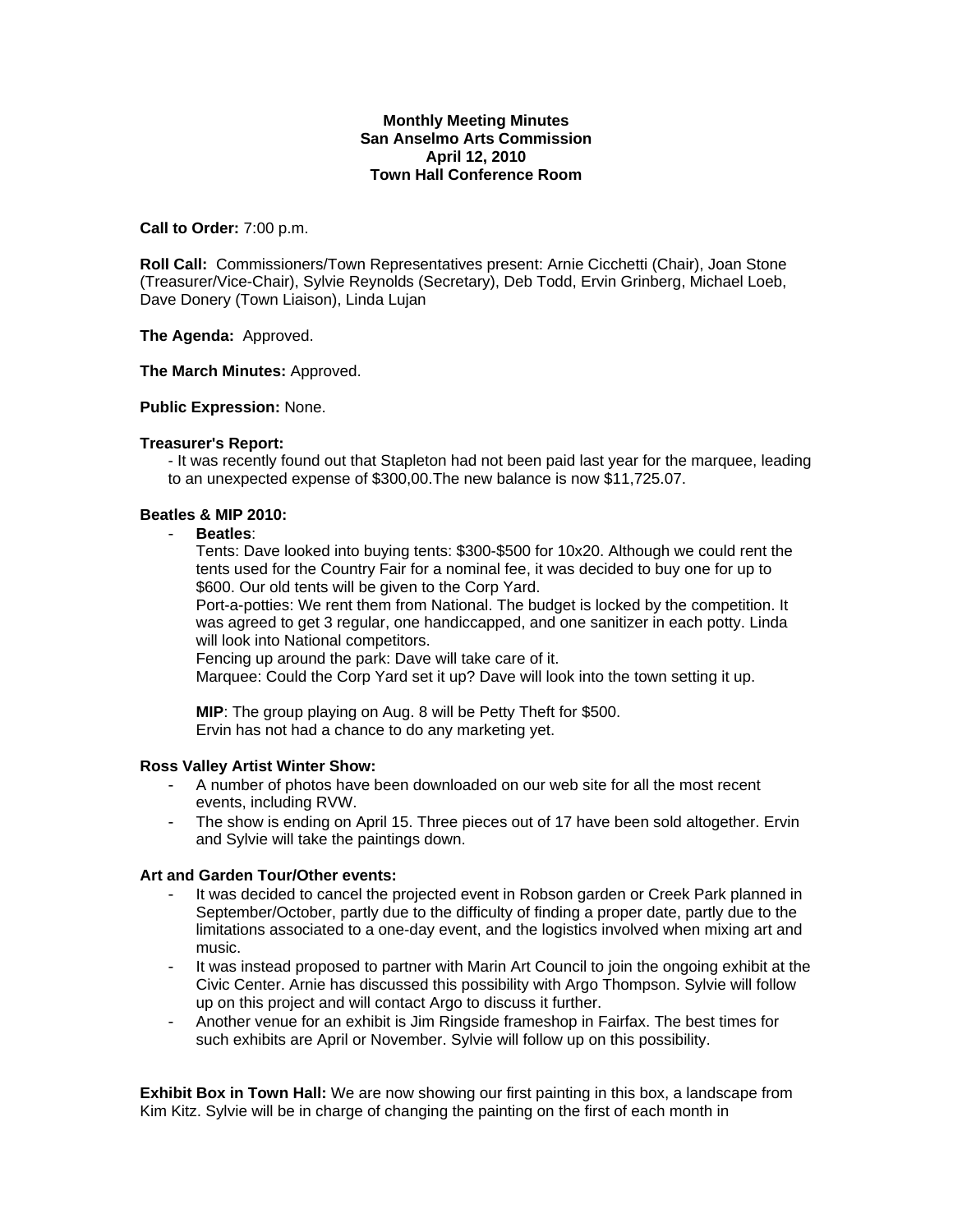**Monthly Meeting Minutes**
**San Anselmo Arts Commission**
**April 12, 2010**
**Town Hall Conference Room**

**Call to Order:** 7:00 p.m.

**Roll Call:** Commissioners/Town Representatives present: Arnie Cicchetti (Chair), Joan Stone (Treasurer/Vice-Chair), Sylvie Reynolds (Secretary), Deb Todd, Ervin Grinberg, Michael Loeb, Dave Donery (Town Liaison), Linda Lujan

**The Agenda:** Approved.

**The March Minutes:** Approved.

**Public Expression:** None.

**Treasurer's Report:**

- It was recently found out that Stapleton had not been paid last year for the marquee, leading to an unexpected expense of $300,00.The new balance is now $11,725.07.

**Beatles & MIP 2010:**

- **Beatles**:
  Tents: Dave looked into buying tents: $300-$500 for 10x20. Although we could rent the tents used for the Country Fair for a nominal fee, it was decided to buy one for up to $600. Our old tents will be given to the Corp Yard.
  Port-a-potties: We rent them from National. The budget is locked by the competition. It was agreed to get 3 regular, one handiccapped, and one sanitizer in each potty. Linda will look into National competitors.
  Fencing up around the park: Dave will take care of it.
  Marquee: Could the Corp Yard set it up? Dave will look into the town setting it up.

  **MIP**: The group playing on Aug. 8 will be Petty Theft for $500.
  Ervin has not had a chance to do any marketing yet.

**Ross Valley Artist Winter Show:**

- A number of photos have been downloaded on our web site for all the most recent events, including RVW.
- The show is ending on April 15. Three pieces out of 17 have been sold altogether. Ervin and Sylvie will take the paintings down.

**Art and Garden Tour/Other events:**

- It was decided to cancel the projected event in Robson garden or Creek Park planned in September/October, partly due to the difficulty of finding a proper date, partly due to the limitations associated to a one-day event, and the logistics involved when mixing art and music.
- It was instead proposed to partner with Marin Art Council to join the ongoing exhibit at the Civic Center. Arnie has discussed this possibility with Argo Thompson. Sylvie will follow up on this project and will contact Argo to discuss it further.
- Another venue for an exhibit is Jim Ringside frameshop in Fairfax. The best times for such exhibits are April or November. Sylvie will follow up on this possibility.

**Exhibit Box in Town Hall:** We are now showing our first painting in this box, a landscape from Kim Kitz. Sylvie will be in charge of changing the painting on the first of each month in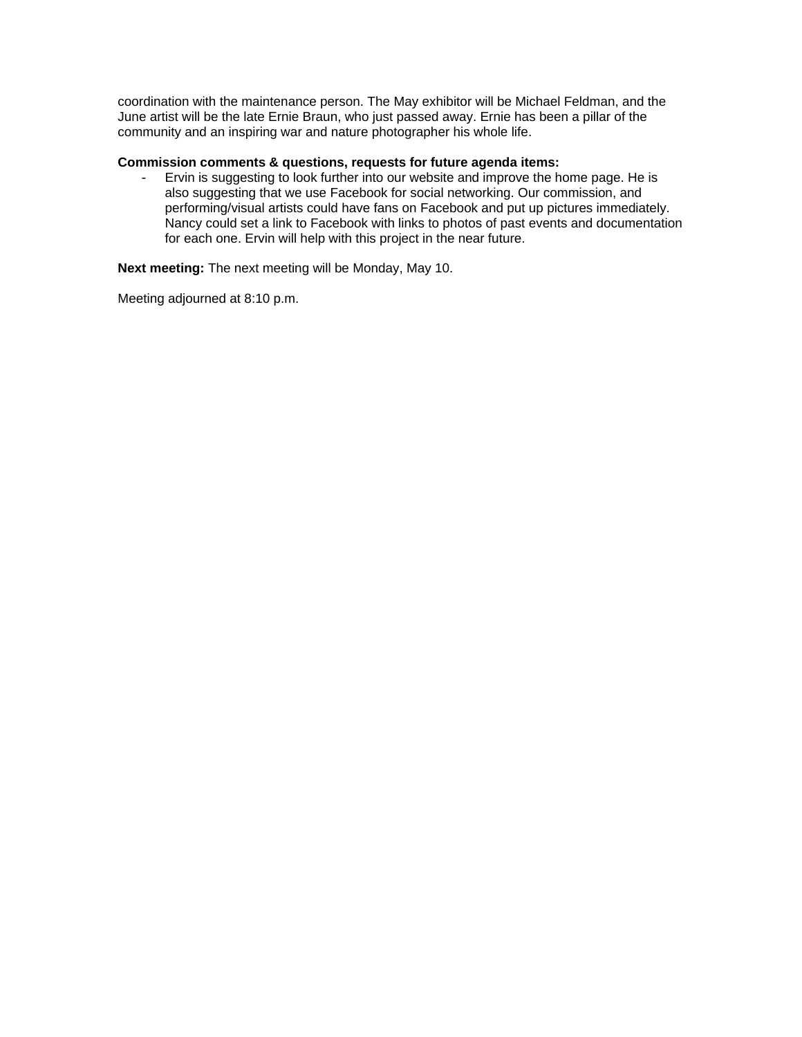coordination with the maintenance person. The May exhibitor will be Michael Feldman, and the June artist will be the late Ernie Braun, who just passed away. Ernie has been a pillar of the community and an inspiring war and nature photographer his whole life.

**Commission comments & questions, requests for future agenda items:**

- Ervin is suggesting to look further into our website and improve the home page. He is also suggesting that we use Facebook for social networking. Our commission, and performing/visual artists could have fans on Facebook and put up pictures immediately. Nancy could set a link to Facebook with links to photos of past events and documentation for each one. Ervin will help with this project in the near future.

**Next meeting:** The next meeting will be Monday, May 10.

Meeting adjourned at 8:10 p.m.